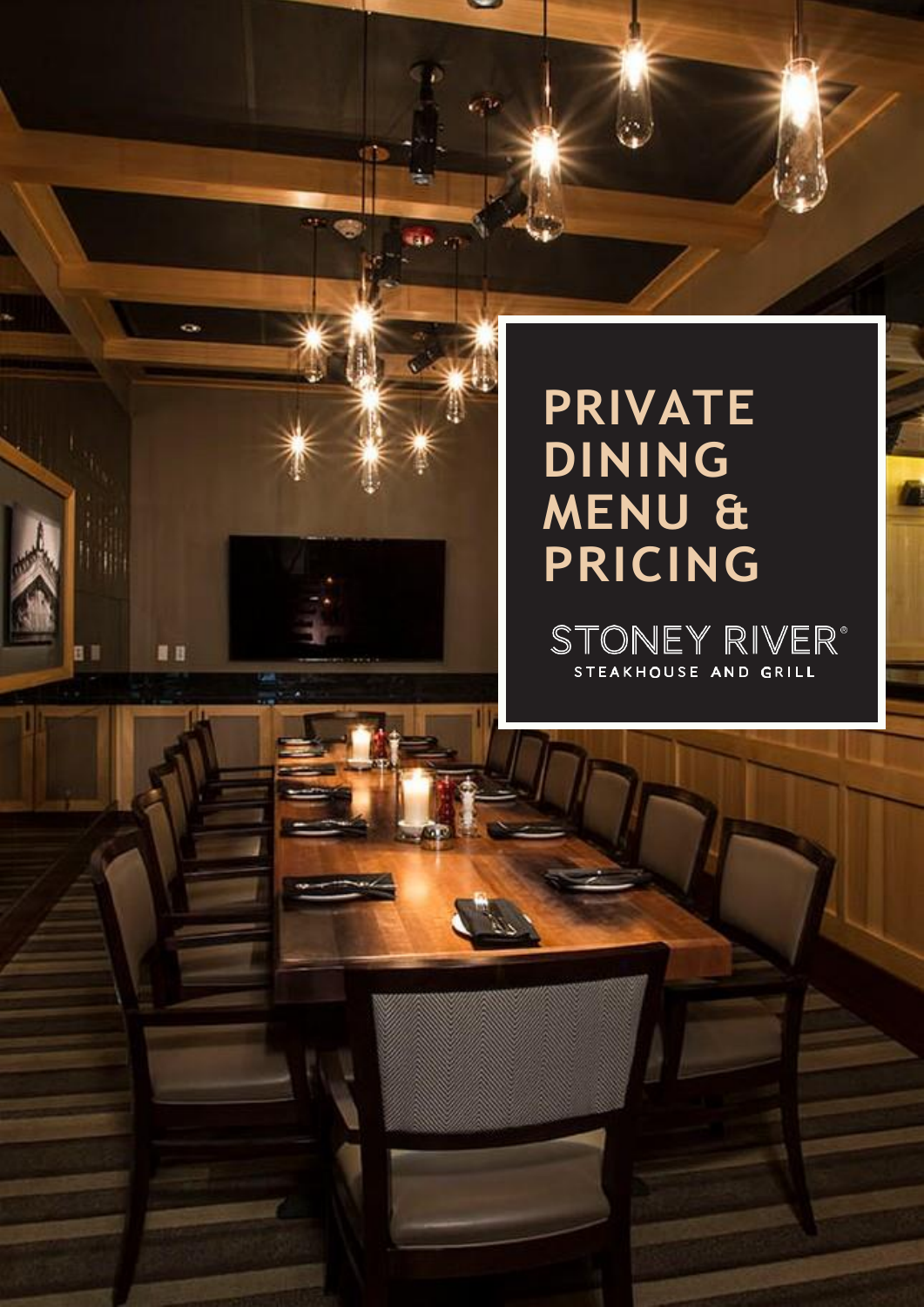# PRIVATE DINING MENU & PRICING

STONEY RIVER®

STEAKHOUSE AND GRILL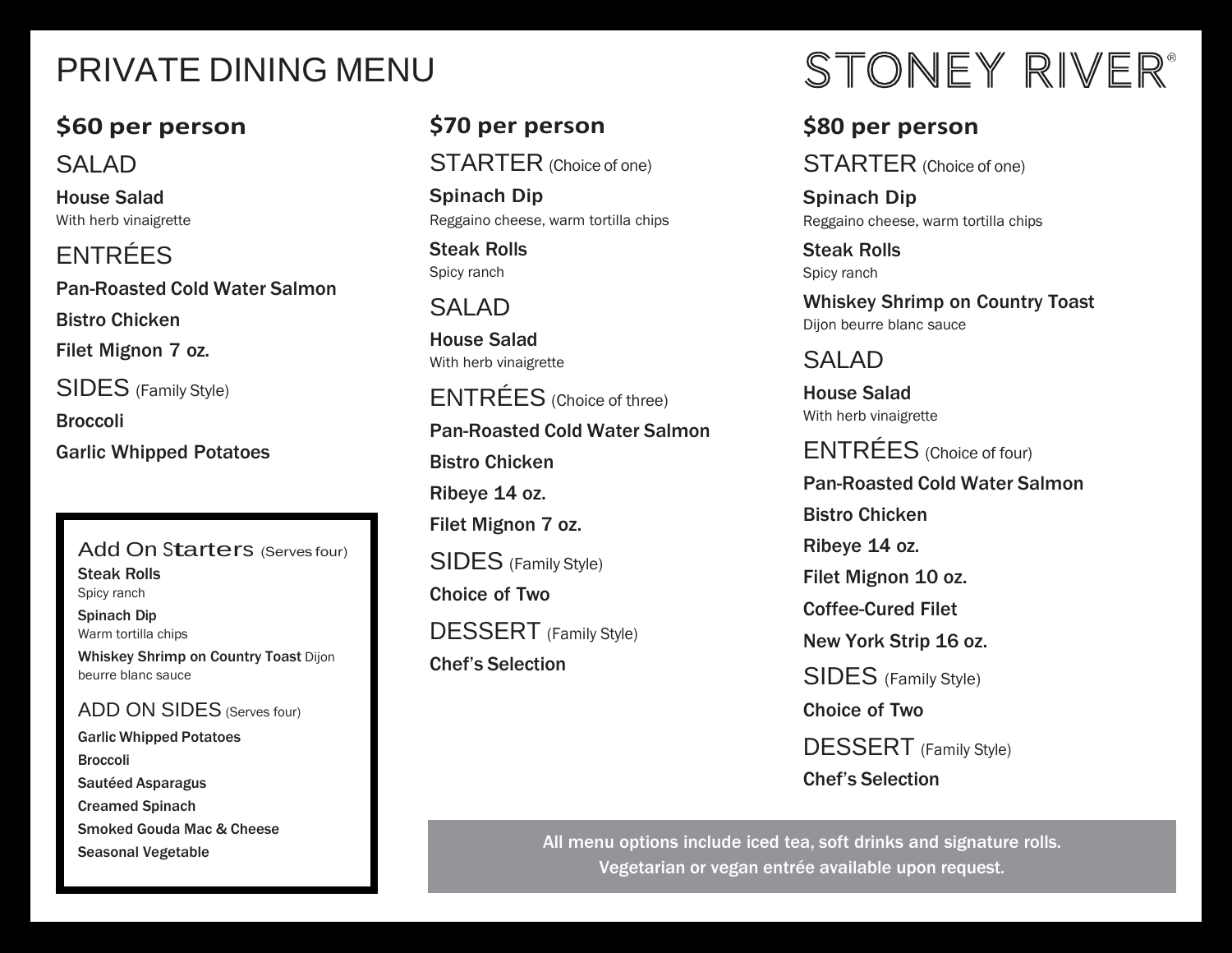# PRIVATE DINING MENU

STONEY RIVER®

## $60 per person

### SALAD

**House Salad**
With herb vinaigrette

### ENTRÉES

**Pan-Roasted Cold Water Salmon**

**Bistro Chicken**

**Filet Mignon 7 oz.**

### SIDES (Family Style)

**Broccoli**

**Garlic Whipped Potatoes**

### Add On Starters (Serves four)

**Steak Rolls**
Spicy ranch

**Spinach Dip**
Warm tortilla chips

**Whiskey Shrimp on Country Toast** Dijon beurre blanc sauce

### ADD ON SIDES (Serves four)

**Garlic Whipped Potatoes**

**Broccoli**

**Sautéed Asparagus**

**Creamed Spinach**

**Smoked Gouda Mac & Cheese**

**Seasonal Vegetable**

## $70 per person

### STARTER (Choice of one)

**Spinach Dip**
Reggaino cheese, warm tortilla chips

**Steak Rolls**
Spicy ranch

### SALAD

**House Salad**
With herb vinaigrette

### ENTRÉES (Choice of three)

**Pan-Roasted Cold Water Salmon**

**Bistro Chicken**

**Ribeye 14 oz.**

**Filet Mignon 7 oz.**

### SIDES (Family Style)

**Choice of Two**

### DESSERT (Family Style)

**Chef's Selection**

## $80 per person

### STARTER (Choice of one)

**Spinach Dip**
Reggaino cheese, warm tortilla chips

**Steak Rolls**
Spicy ranch

**Whiskey Shrimp on Country Toast**
Dijon beurre blanc sauce

### SALAD

**House Salad**
With herb vinaigrette

### ENTRÉES (Choice of four)

**Pan-Roasted Cold Water Salmon**

**Bistro Chicken**

**Ribeye 14 oz.**

**Filet Mignon 10 oz.**

**Coffee-Cured Filet**

**New York Strip 16 oz.**

### SIDES (Family Style)

**Choice of Two**

### DESSERT (Family Style)

**Chef's Selection**

All menu options include iced tea, soft drinks and signature rolls.
Vegetarian or vegan entrée available upon request.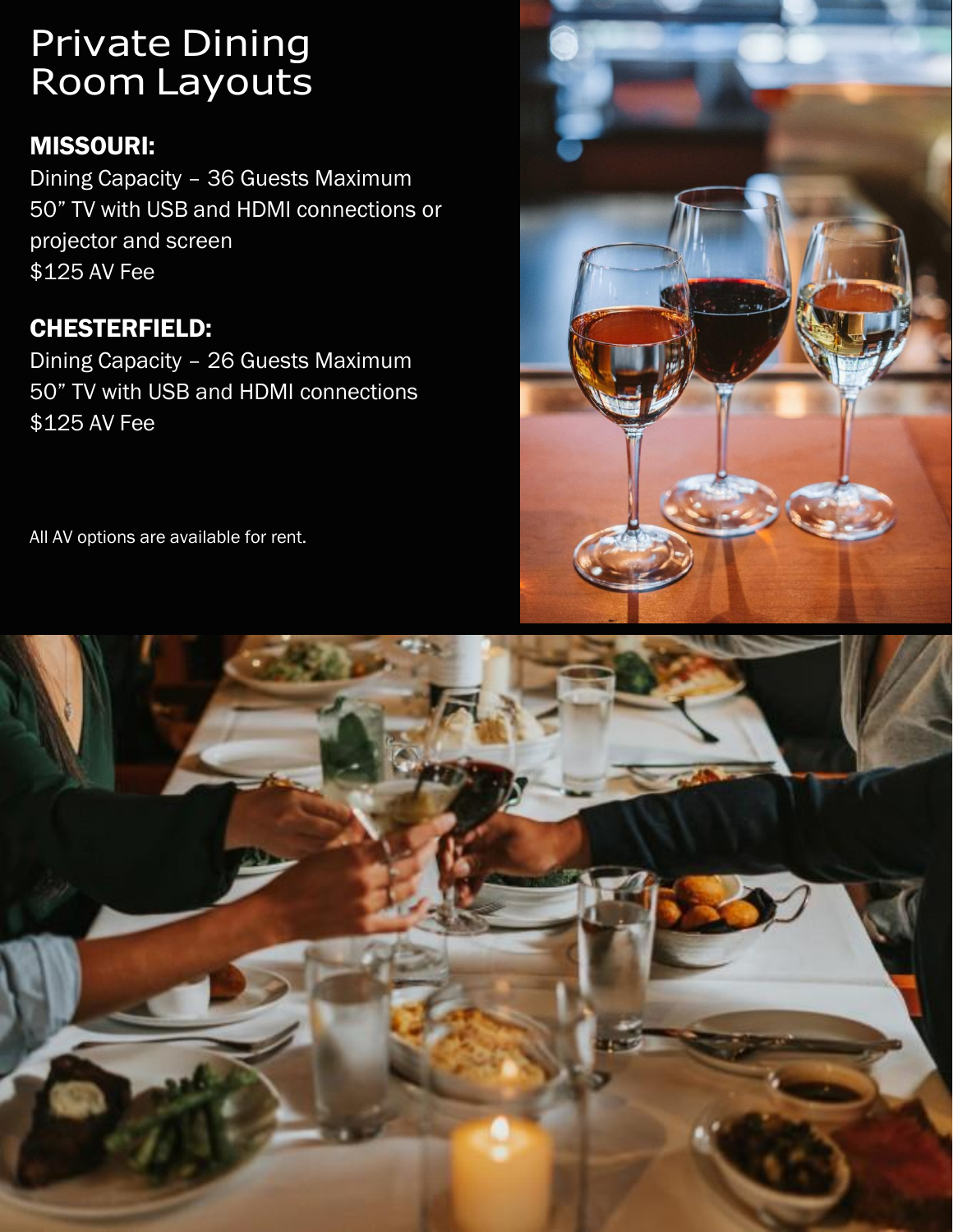# Private Dining Room Layouts

## MISSOURI:

Dining Capacity – 36 Guests Maximum
50" TV with USB and HDMI connections or projector and screen
$125 AV Fee

## CHESTERFIELD:

Dining Capacity – 26 Guests Maximum
50" TV with USB and HDMI connections
$125 AV Fee

All AV options are available for rent.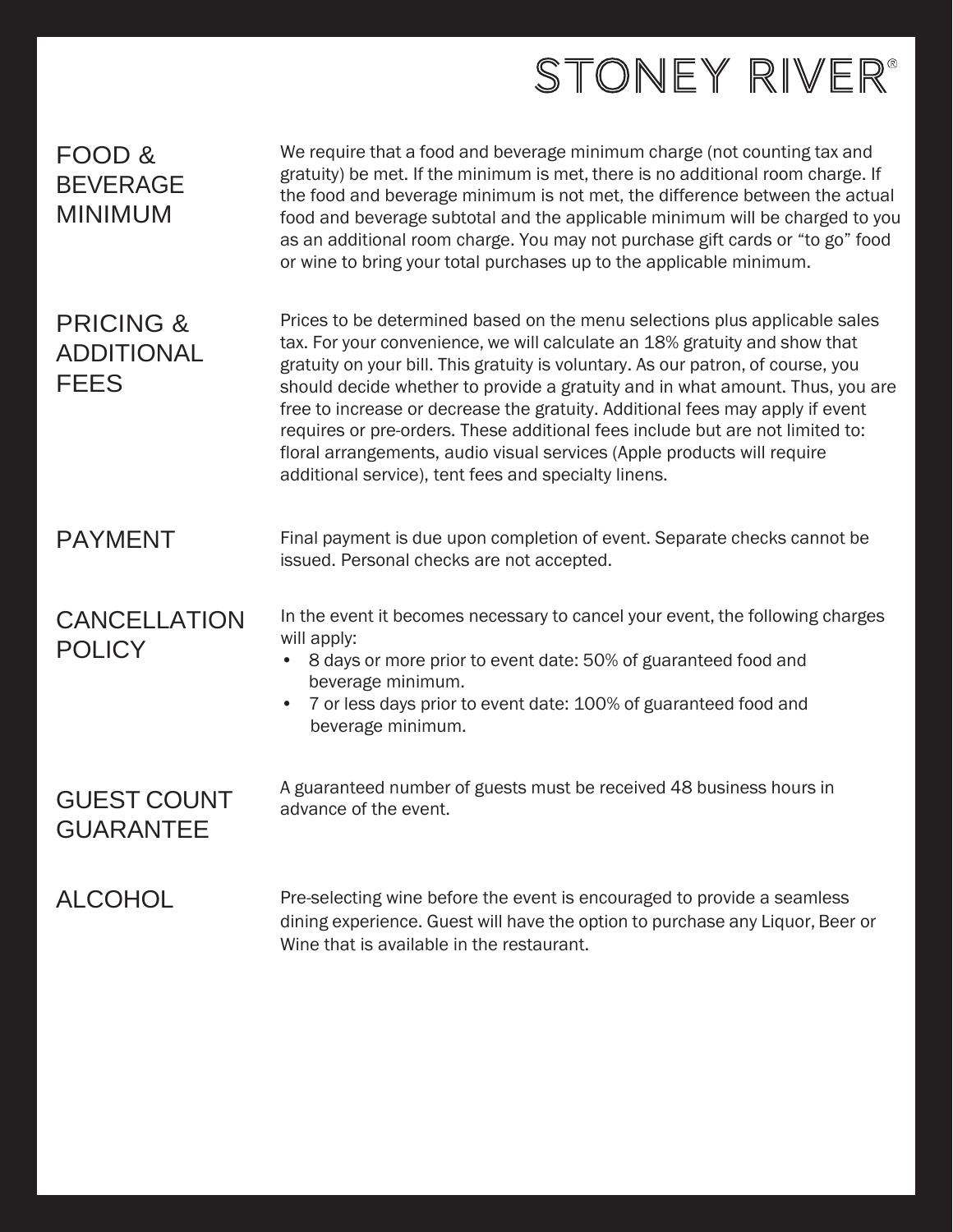# STONEY RIVER®

## FOOD & BEVERAGE MINIMUM

We require that a food and beverage minimum charge (not counting tax and gratuity) be met. If the minimum is met, there is no additional room charge. If the food and beverage minimum is not met, the difference between the actual food and beverage subtotal and the applicable minimum will be charged to you as an additional room charge. You may not purchase gift cards or "to go" food or wine to bring your total purchases up to the applicable minimum.

## PRICING & ADDITIONAL FEES

Prices to be determined based on the menu selections plus applicable sales tax. For your convenience, we will calculate an 18% gratuity and show that gratuity on your bill. This gratuity is voluntary. As our patron, of course, you should decide whether to provide a gratuity and in what amount. Thus, you are free to increase or decrease the gratuity. Additional fees may apply if event requires or pre-orders. These additional fees include but are not limited to: floral arrangements, audio visual services (Apple products will require additional service), tent fees and specialty linens.

## PAYMENT

Final payment is due upon completion of event. Separate checks cannot be issued. Personal checks are not accepted.

## CANCELLATION POLICY

In the event it becomes necessary to cancel your event, the following charges will apply:

- 8 days or more prior to event date: 50% of guaranteed food and beverage minimum.
- 7 or less days prior to event date: 100% of guaranteed food and beverage minimum.

## GUEST COUNT GUARANTEE

A guaranteed number of guests must be received 48 business hours in advance of the event.

## ALCOHOL

Pre-selecting wine before the event is encouraged to provide a seamless dining experience. Guest will have the option to purchase any Liquor, Beer or Wine that is available in the restaurant.